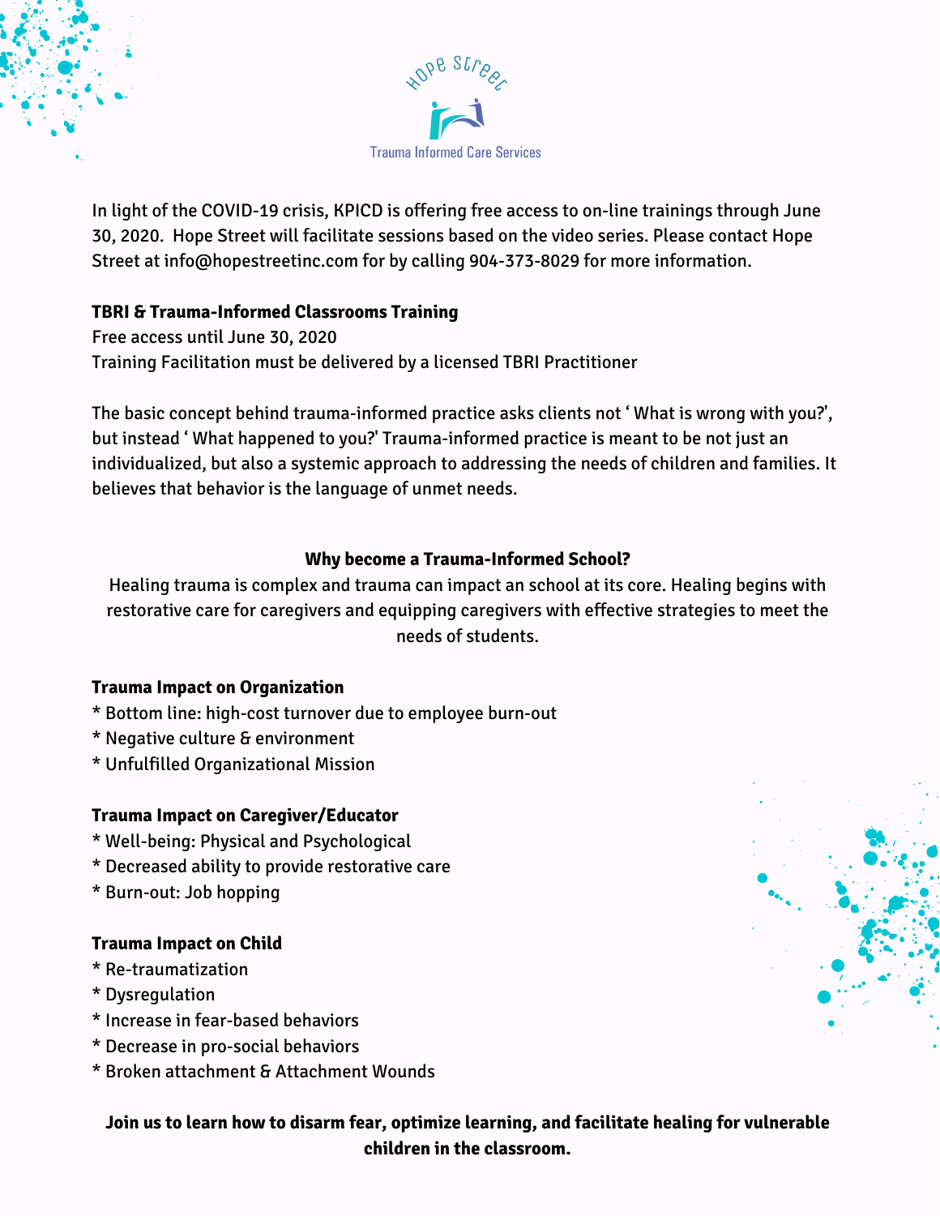Hope Street

Trauma Informed Care Services

In light of the COVID-19 crisis, KPICD is offering free access to on-line trainings through June 30, 2020. Hope Street will facilitate sessions based on the video series. Please contact Hope Street at info@hopestreetinc.com for by calling 904-373-8029 for more information.

**TBRI & Trauma-Informed Classrooms Training**
Free access until June 30, 2020
Training Facilitation must be delivered by a licensed TBRI Practitioner

The basic concept behind trauma-informed practice asks clients not ' What is wrong with you?', but instead ' What happened to you?' Trauma-informed practice is meant to be not just an individualized, but also a systemic approach to addressing the needs of children and families. It believes that behavior is the language of unmet needs.

**Why become a Trauma-Informed School?**

Healing trauma is complex and trauma can impact an school at its core. Healing begins with restorative care for caregivers and equipping caregivers with effective strategies to meet the needs of students.

**Trauma Impact on Organization**
* Bottom line: high-cost turnover due to employee burn-out
* Negative culture & environment
* Unfulfilled Organizational Mission

**Trauma Impact on Caregiver/Educator**
* Well-being: Physical and Psychological
* Decreased ability to provide restorative care
* Burn-out: Job hopping

**Trauma Impact on Child**
* Re-traumatization
* Dysregulation
* Increase in fear-based behaviors
* Decrease in pro-social behaviors
* Broken attachment & Attachment Wounds

**Join us to learn how to disarm fear, optimize learning, and facilitate healing for vulnerable children in the classroom.**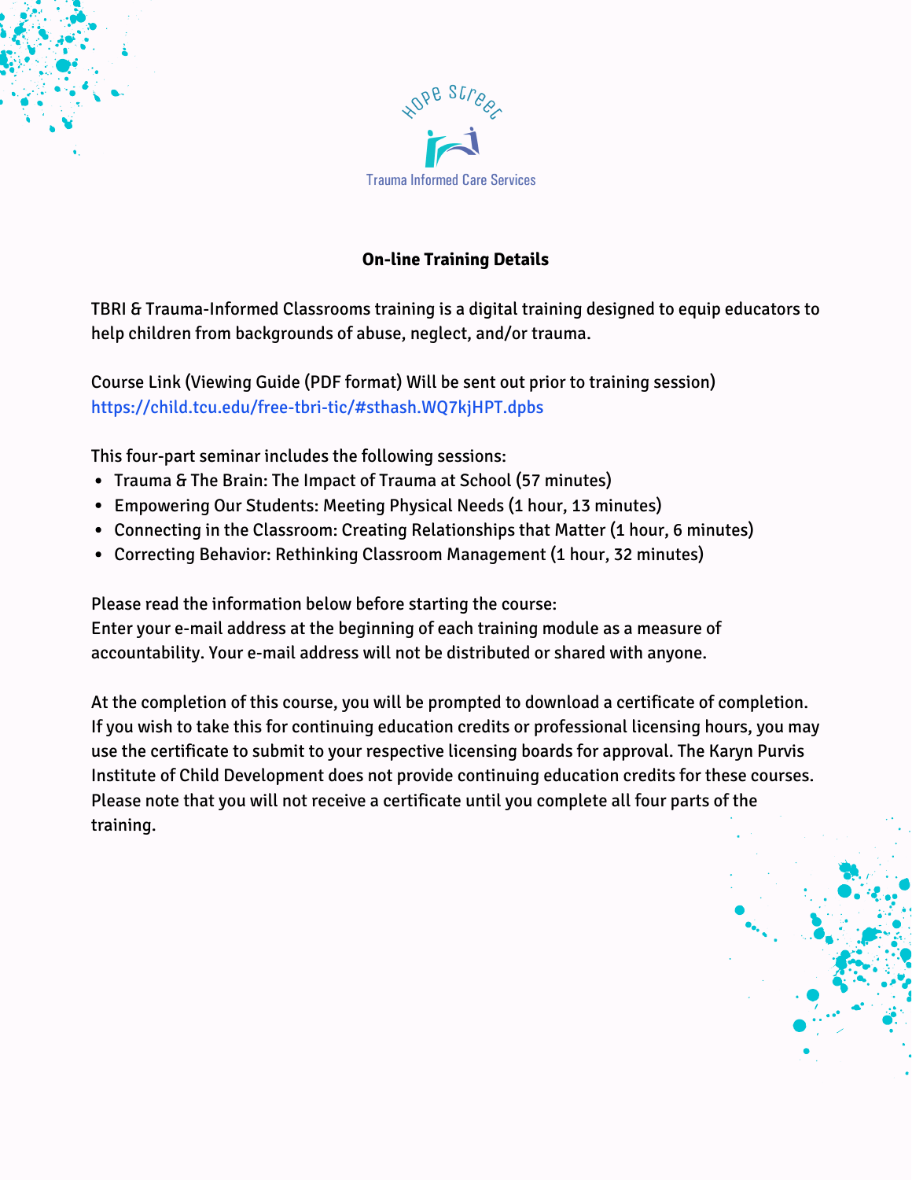Hope Street

Trauma Informed Care Services

**On-line Training Details**

TBRI & Trauma-Informed Classrooms training is a digital training designed to equip educators to help children from backgrounds of abuse, neglect, and/or trauma.

Course Link (Viewing Guide (PDF format) Will be sent out prior to training session)
https://child.tcu.edu/free-tbri-tic/#sthash.WQ7kjHPT.dpbs

This four-part seminar includes the following sessions:

- Trauma & The Brain: The Impact of Trauma at School (57 minutes)
- Empowering Our Students: Meeting Physical Needs (1 hour, 13 minutes)
- Connecting in the Classroom: Creating Relationships that Matter (1 hour, 6 minutes)
- Correcting Behavior: Rethinking Classroom Management (1 hour, 32 minutes)

Please read the information below before starting the course:
Enter your e-mail address at the beginning of each training module as a measure of accountability. Your e-mail address will not be distributed or shared with anyone.

At the completion of this course, you will be prompted to download a certificate of completion. If you wish to take this for continuing education credits or professional licensing hours, you may use the certificate to submit to your respective licensing boards for approval. The Karyn Purvis Institute of Child Development does not provide continuing education credits for these courses. Please note that you will not receive a certificate until you complete all four parts of the training.